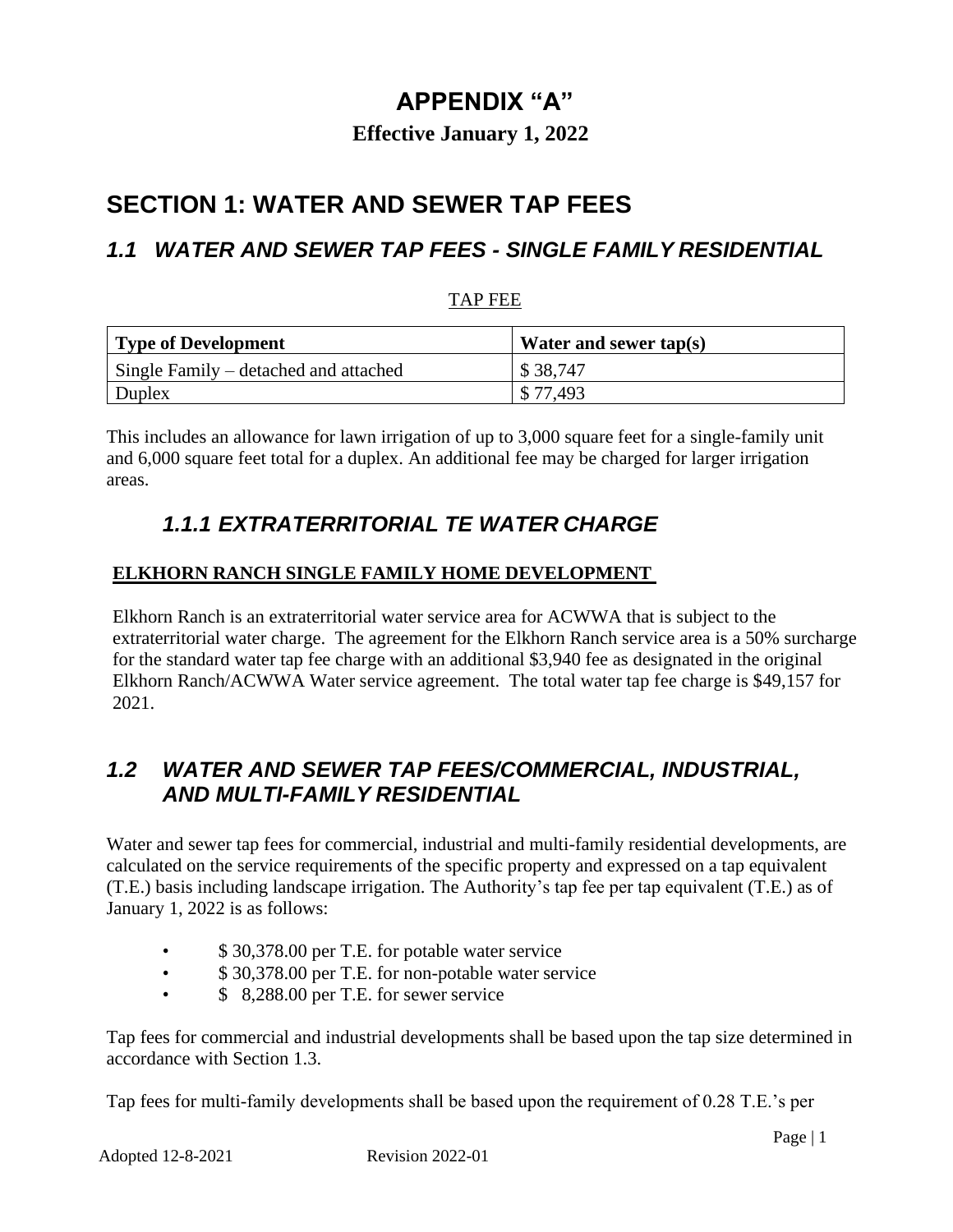# APPENDIX "A"

**Effective January 1, 2022**

## SECTION 1: WATER AND SEWER TAP FEES

### *1.1 WATER AND SEWER TAP FEES - SINGLE FAMILY RESIDENTIAL*

TAP FEE

| Type of Development | Water and sewer tap(s) |
|---|---|
| Single Family – detached and attached | $ 38,747 |
| Duplex | $ 77,493 |

This includes an allowance for lawn irrigation of up to 3,000 square feet for a single-family unit and 6,000 square feet total for a duplex. An additional fee may be charged for larger irrigation areas.

#### *1.1.1 EXTRATERRITORIAL TE WATER CHARGE*

**ELKHORN RANCH SINGLE FAMILY HOME DEVELOPMENT**

Elkhorn Ranch is an extraterritorial water service area for ACWWA that is subject to the extraterritorial water charge. The agreement for the Elkhorn Ranch service area is a 50% surcharge for the standard water tap fee charge with an additional $3,940 fee as designated in the original Elkhorn Ranch/ACWWA Water service agreement. The total water tap fee charge is $49,157 for 2021.

### *1.2 WATER AND SEWER TAP FEES/COMMERCIAL, INDUSTRIAL, AND MULTI-FAMILY RESIDENTIAL*

Water and sewer tap fees for commercial, industrial and multi-family residential developments, are calculated on the service requirements of the specific property and expressed on a tap equivalent (T.E.) basis including landscape irrigation. The Authority's tap fee per tap equivalent (T.E.) as of January 1, 2022 is as follows:

- $ 30,378.00 per T.E. for potable water service
- $ 30,378.00 per T.E. for non-potable water service
- $ 8,288.00 per T.E. for sewer service

Tap fees for commercial and industrial developments shall be based upon the tap size determined in accordance with Section 1.3.

Tap fees for multi-family developments shall be based upon the requirement of 0.28 T.E.'s per

Adopted 12-8-2021 Revision 2022-01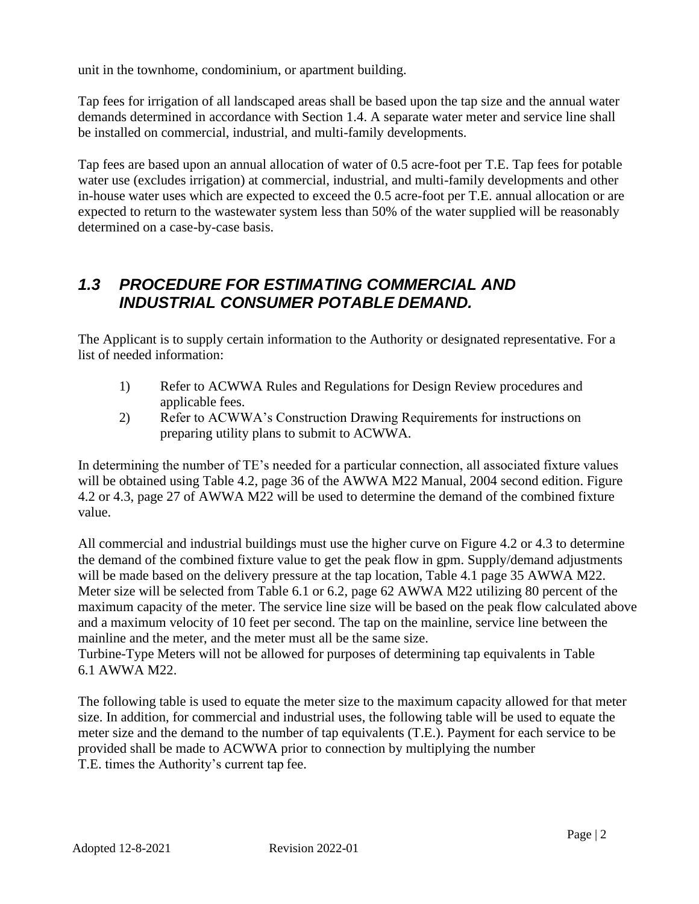unit in the townhome, condominium, or apartment building.

Tap fees for irrigation of all landscaped areas shall be based upon the tap size and the annual water demands determined in accordance with Section 1.4. A separate water meter and service line shall be installed on commercial, industrial, and multi-family developments.

Tap fees are based upon an annual allocation of water of 0.5 acre-foot per T.E. Tap fees for potable water use (excludes irrigation) at commercial, industrial, and multi-family developments and other in-house water uses which are expected to exceed the 0.5 acre-foot per T.E. annual allocation or are expected to return to the wastewater system less than 50% of the water supplied will be reasonably determined on a case-by-case basis.

## *1.3 PROCEDURE FOR ESTIMATING COMMERCIAL AND INDUSTRIAL CONSUMER POTABLE DEMAND.*

The Applicant is to supply certain information to the Authority or designated representative. For a list of needed information:

1) Refer to ACWWA Rules and Regulations for Design Review procedures and applicable fees.
2) Refer to ACWWA's Construction Drawing Requirements for instructions on preparing utility plans to submit to ACWWA.

In determining the number of TE's needed for a particular connection, all associated fixture values will be obtained using Table 4.2, page 36 of the AWWA M22 Manual, 2004 second edition. Figure 4.2 or 4.3, page 27 of AWWA M22 will be used to determine the demand of the combined fixture value.

All commercial and industrial buildings must use the higher curve on Figure 4.2 or 4.3 to determine the demand of the combined fixture value to get the peak flow in gpm. Supply/demand adjustments will be made based on the delivery pressure at the tap location, Table 4.1 page 35 AWWA M22. Meter size will be selected from Table 6.1 or 6.2, page 62 AWWA M22 utilizing 80 percent of the maximum capacity of the meter. The service line size will be based on the peak flow calculated above and a maximum velocity of 10 feet per second. The tap on the mainline, service line between the mainline and the meter, and the meter must all be the same size.
Turbine-Type Meters will not be allowed for purposes of determining tap equivalents in Table 6.1 AWWA M22.

The following table is used to equate the meter size to the maximum capacity allowed for that meter size. In addition, for commercial and industrial uses, the following table will be used to equate the meter size and the demand to the number of tap equivalents (T.E.). Payment for each service to be provided shall be made to ACWWA prior to connection by multiplying the number T.E. times the Authority's current tap fee.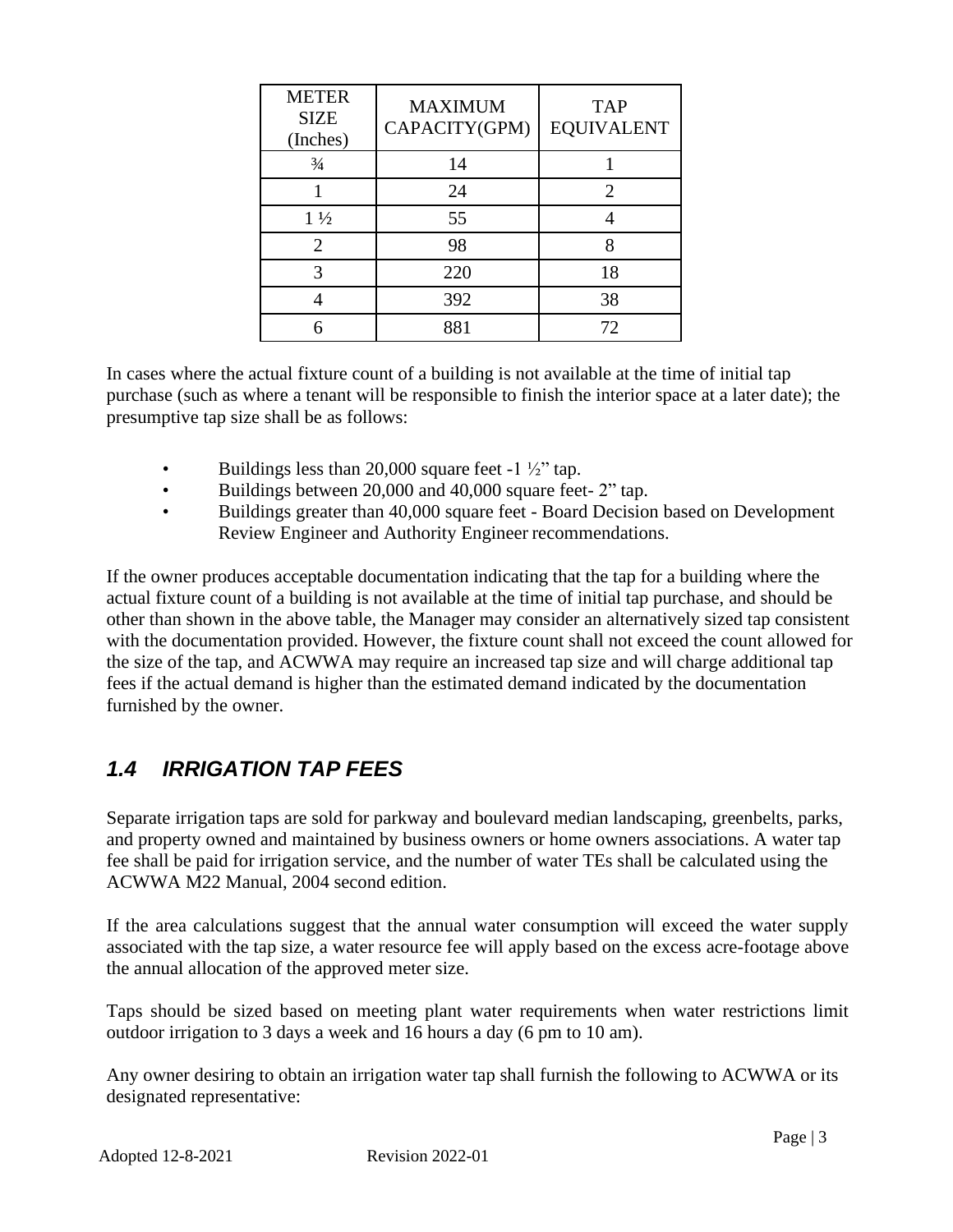| METER SIZE (Inches) | MAXIMUM CAPACITY(GPM) | TAP EQUIVALENT |
|---|---|---|
| ¾ | 14 | 1 |
| 1 | 24 | 2 |
| 1 ½ | 55 | 4 |
| 2 | 98 | 8 |
| 3 | 220 | 18 |
| 4 | 392 | 38 |
| 6 | 881 | 72 |

In cases where the actual fixture count of a building is not available at the time of initial tap purchase (such as where a tenant will be responsible to finish the interior space at a later date); the presumptive tap size shall be as follows:

- Buildings less than 20,000 square feet -1 ½" tap.
- Buildings between 20,000 and 40,000 square feet- 2" tap.
- Buildings greater than 40,000 square feet - Board Decision based on Development Review Engineer and Authority Engineer recommendations.

If the owner produces acceptable documentation indicating that the tap for a building where the actual fixture count of a building is not available at the time of initial tap purchase, and should be other than shown in the above table, the Manager may consider an alternatively sized tap consistent with the documentation provided. However, the fixture count shall not exceed the count allowed for the size of the tap, and ACWWA may require an increased tap size and will charge additional tap fees if the actual demand is higher than the estimated demand indicated by the documentation furnished by the owner.

## *1.4 IRRIGATION TAP FEES*

Separate irrigation taps are sold for parkway and boulevard median landscaping, greenbelts, parks, and property owned and maintained by business owners or home owners associations. A water tap fee shall be paid for irrigation service, and the number of water TEs shall be calculated using the ACWWA M22 Manual, 2004 second edition.

If the area calculations suggest that the annual water consumption will exceed the water supply associated with the tap size, a water resource fee will apply based on the excess acre-footage above the annual allocation of the approved meter size.

Taps should be sized based on meeting plant water requirements when water restrictions limit outdoor irrigation to 3 days a week and 16 hours a day (6 pm to 10 am).

Any owner desiring to obtain an irrigation water tap shall furnish the following to ACWWA or its designated representative: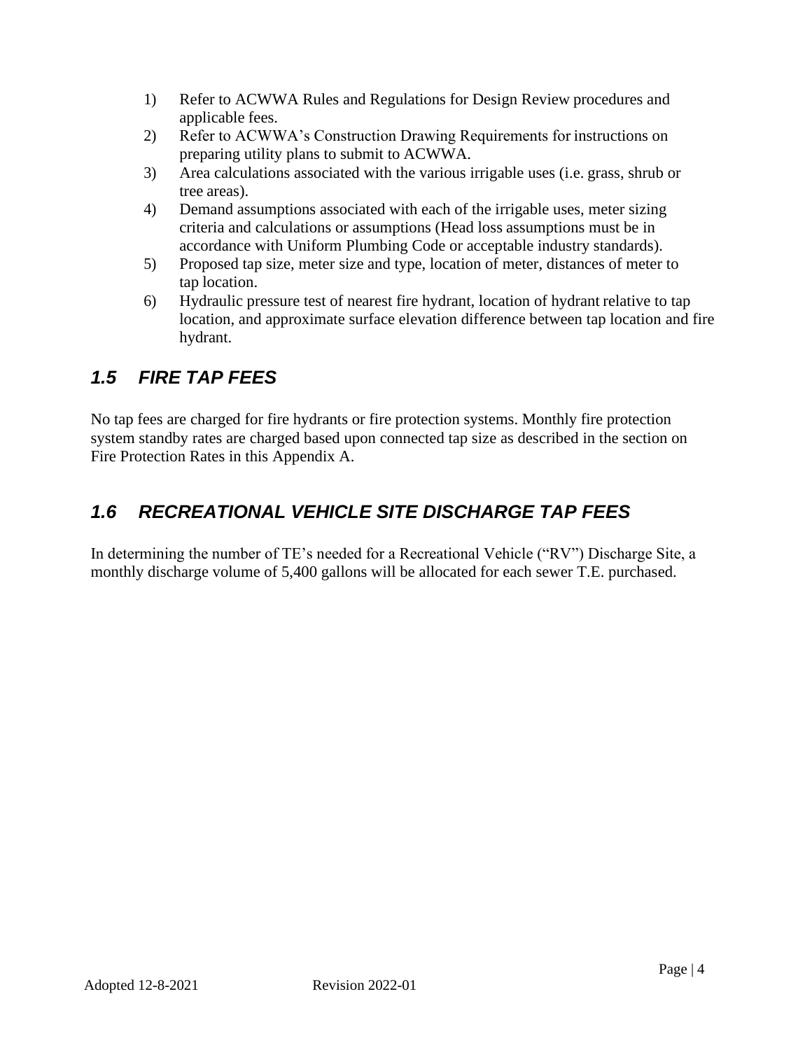1) Refer to ACWWA Rules and Regulations for Design Review procedures and applicable fees.
2) Refer to ACWWA's Construction Drawing Requirements for instructions on preparing utility plans to submit to ACWWA.
3) Area calculations associated with the various irrigable uses (i.e. grass, shrub or tree areas).
4) Demand assumptions associated with each of the irrigable uses, meter sizing criteria and calculations or assumptions (Head loss assumptions must be in accordance with Uniform Plumbing Code or acceptable industry standards).
5) Proposed tap size, meter size and type, location of meter, distances of meter to tap location.
6) Hydraulic pressure test of nearest fire hydrant, location of hydrant relative to tap location, and approximate surface elevation difference between tap location and fire hydrant.

## *1.5 FIRE TAP FEES*

No tap fees are charged for fire hydrants or fire protection systems. Monthly fire protection system standby rates are charged based upon connected tap size as described in the section on Fire Protection Rates in this Appendix A.

## *1.6 RECREATIONAL VEHICLE SITE DISCHARGE TAP FEES*

In determining the number of TE's needed for a Recreational Vehicle ("RV") Discharge Site, a monthly discharge volume of 5,400 gallons will be allocated for each sewer T.E. purchased.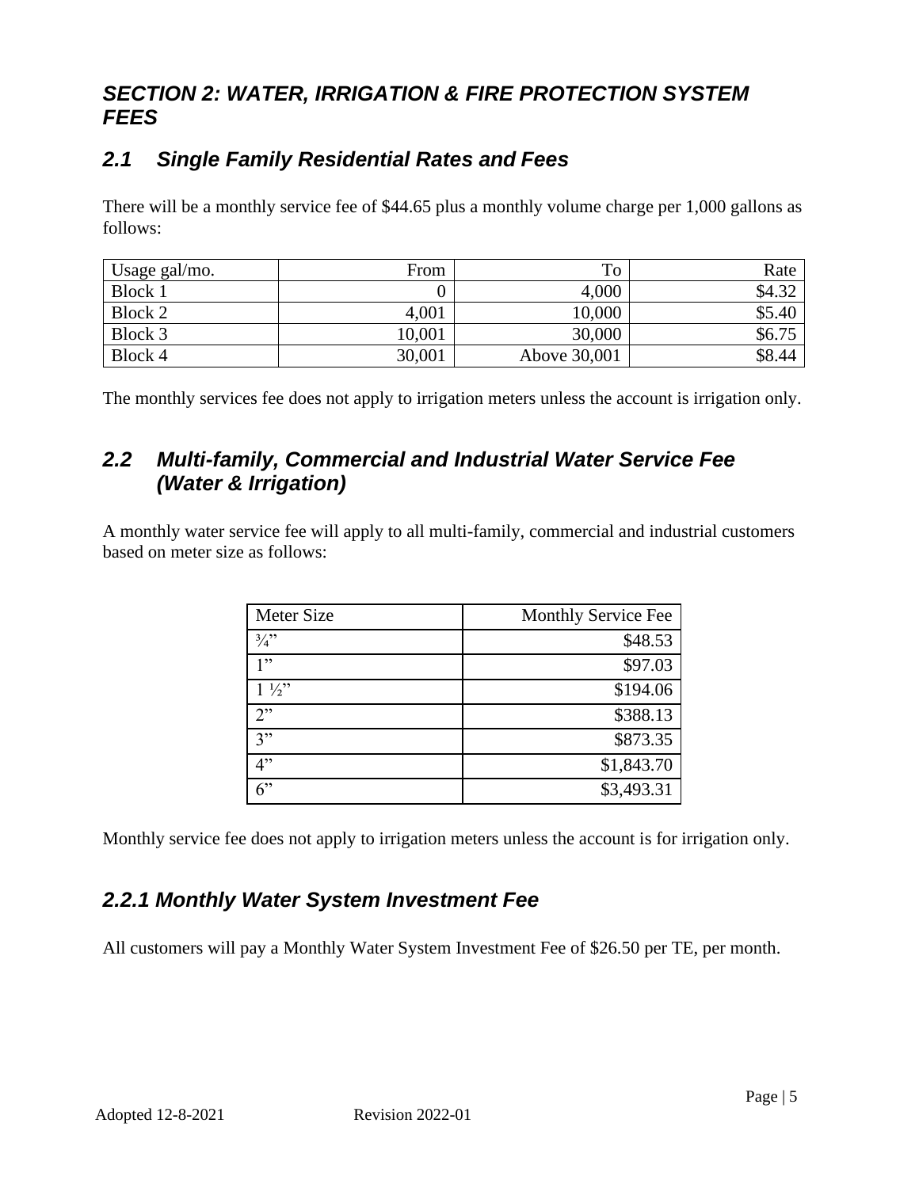## *SECTION 2: WATER, IRRIGATION & FIRE PROTECTION SYSTEM FEES*

### *2.1 Single Family Residential Rates and Fees*

There will be a monthly service fee of $44.65 plus a monthly volume charge per 1,000 gallons as follows:

| Usage gal/mo. | From | To | Rate |
|---|---|---|---|
| Block 1 | 0 | 4,000 | $4.32 |
| Block 2 | 4,001 | 10,000 | $5.40 |
| Block 3 | 10,001 | 30,000 | $6.75 |
| Block 4 | 30,001 | Above 30,001 | $8.44 |

The monthly services fee does not apply to irrigation meters unless the account is irrigation only.

### *2.2 Multi-family, Commercial and Industrial Water Service Fee (Water & Irrigation)*

A monthly water service fee will apply to all multi-family, commercial and industrial customers based on meter size as follows:

| Meter Size | Monthly Service Fee |
|---|---|
| ¾” | $48.53 |
| 1” | $97.03 |
| 1 ½” | $194.06 |
| 2” | $388.13 |
| 3” | $873.35 |
| 4” | $1,843.70 |
| 6” | $3,493.31 |

Monthly service fee does not apply to irrigation meters unless the account is for irrigation only.

### *2.2.1 Monthly Water System Investment Fee*

All customers will pay a Monthly Water System Investment Fee of $26.50 per TE, per month.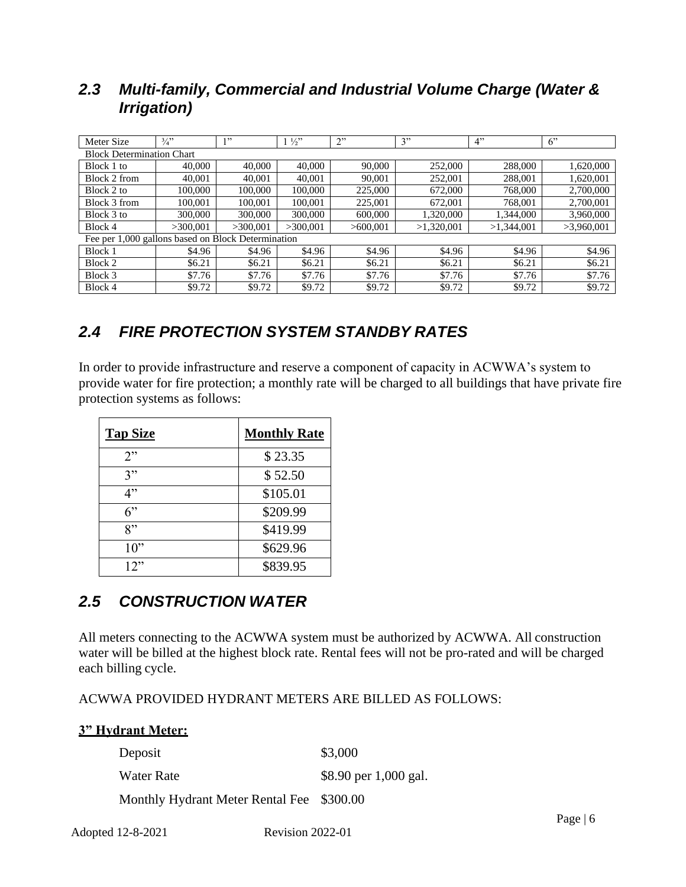## *2.3 Multi-family, Commercial and Industrial Volume Charge (Water & Irrigation)*

| Meter Size | ¾" | 1" | 1 ½" | 2" | 3" | 4" | 6" |
|---|---|---|---|---|---|---|---|
| Block Determination Chart | | | | | | | |
| Block 1 to | 40,000 | 40,000 | 40,000 | 90,000 | 252,000 | 288,000 | 1,620,000 |
| Block 2 from | 40,001 | 40,001 | 40,001 | 90,001 | 252,001 | 288,001 | 1,620,001 |
| Block 2 to | 100,000 | 100,000 | 100,000 | 225,000 | 672,000 | 768,000 | 2,700,000 |
| Block 3 from | 100,001 | 100,001 | 100,001 | 225,001 | 672,001 | 768,001 | 2,700,001 |
| Block 3 to | 300,000 | 300,000 | 300,000 | 600,000 | 1,320,000 | 1,344,000 | 3,960,000 |
| Block 4 | >300,001 | >300,001 | >300,001 | >600,001 | >1,320,001 | >1,344,001 | >3,960,001 |
| Fee per 1,000 gallons based on Block Determination | | | | | | | |
| Block 1 | $4.96 | $4.96 | $4.96 | $4.96 | $4.96 | $4.96 | $4.96 |
| Block 2 | $6.21 | $6.21 | $6.21 | $6.21 | $6.21 | $6.21 | $6.21 |
| Block 3 | $7.76 | $7.76 | $7.76 | $7.76 | $7.76 | $7.76 | $7.76 |
| Block 4 | $9.72 | $9.72 | $9.72 | $9.72 | $9.72 | $9.72 | $9.72 |

## *2.4 FIRE PROTECTION SYSTEM STANDBY RATES*

In order to provide infrastructure and reserve a component of capacity in ACWWA's system to provide water for fire protection; a monthly rate will be charged to all buildings that have private fire protection systems as follows:

| Tap Size | Monthly Rate |
|---|---|
| 2" | $ 23.35 |
| 3" | $ 52.50 |
| 4" | $105.01 |
| 6" | $209.99 |
| 8" | $419.99 |
| 10" | $629.96 |
| 12" | $839.95 |

## *2.5 CONSTRUCTION WATER*

All meters connecting to the ACWWA system must be authorized by ACWWA. All construction water will be billed at the highest block rate. Rental fees will not be pro-rated and will be charged each billing cycle.

ACWWA PROVIDED HYDRANT METERS ARE BILLED AS FOLLOWS:

**3" Hydrant Meter:**

| | |
|---|---|
| Deposit | $3,000 |
| Water Rate | $8.90 per 1,000 gal. |
| Monthly Hydrant Meter Rental Fee | $300.00 |

Adopted 12-8-2021 Revision 2022-01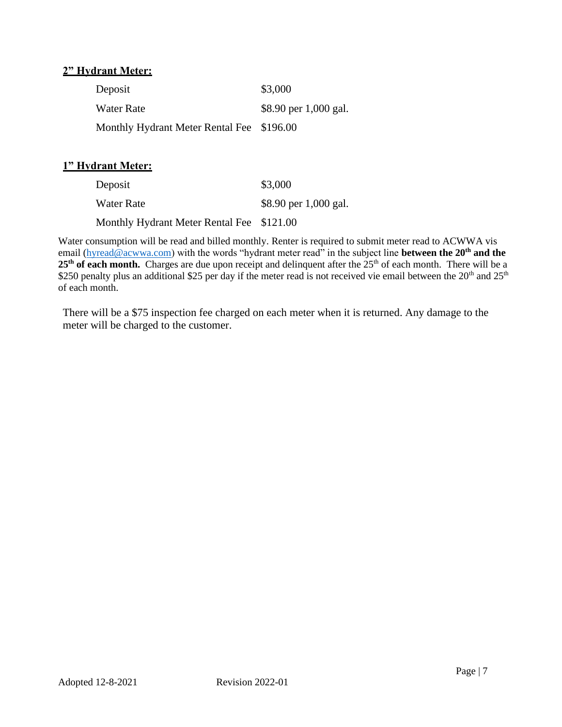**2" Hydrant Meter:**

| | |
|---|---|
| Deposit | $3,000 |
| Water Rate | $8.90 per 1,000 gal. |
| Monthly Hydrant Meter Rental Fee | $196.00 |

**1" Hydrant Meter:**

| | |
|---|---|
| Deposit | $3,000 |
| Water Rate | $8.90 per 1,000 gal. |
| Monthly Hydrant Meter Rental Fee | $121.00 |

Water consumption will be read and billed monthly. Renter is required to submit meter read to ACWWA vis email (hyread@acwwa.com) with the words "hydrant meter read" in the subject line **between the 20th and the 25th of each month.** Charges are due upon receipt and delinquent after the 25th of each month. There will be a $250 penalty plus an additional $25 per day if the meter read is not received vie email between the 20th and 25th of each month.

There will be a $75 inspection fee charged on each meter when it is returned. Any damage to the meter will be charged to the customer.

Adopted 12-8-2021 Revision 2022-01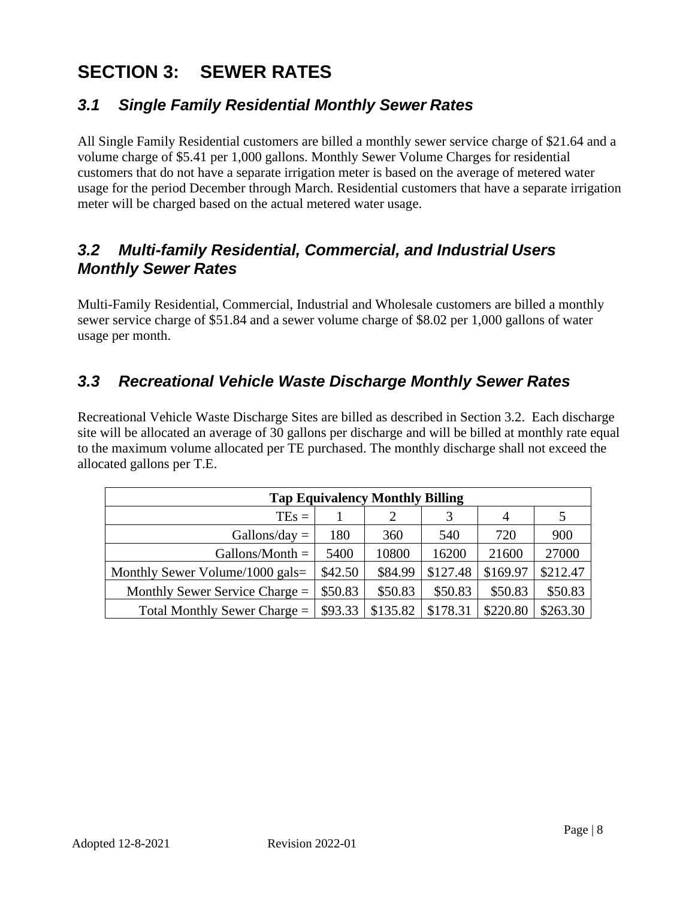# SECTION 3: SEWER RATES

## *3.1 Single Family Residential Monthly Sewer Rates*

All Single Family Residential customers are billed a monthly sewer service charge of $21.64 and a volume charge of $5.41 per 1,000 gallons. Monthly Sewer Volume Charges for residential customers that do not have a separate irrigation meter is based on the average of metered water usage for the period December through March. Residential customers that have a separate irrigation meter will be charged based on the actual metered water usage.

## *3.2 Multi-family Residential, Commercial, and Industrial Users Monthly Sewer Rates*

Multi-Family Residential, Commercial, Industrial and Wholesale customers are billed a monthly sewer service charge of $51.84 and a sewer volume charge of $8.02 per 1,000 gallons of water usage per month.

## *3.3 Recreational Vehicle Waste Discharge Monthly Sewer Rates*

Recreational Vehicle Waste Discharge Sites are billed as described in Section 3.2. Each discharge site will be allocated an average of 30 gallons per discharge and will be billed at monthly rate equal to the maximum volume allocated per TE purchased. The monthly discharge shall not exceed the allocated gallons per T.E.

| **Tap Equivalency Monthly Billing** | | | | | |
|---|---|---|---|---|---|
| TEs = | 1 | 2 | 3 | 4 | 5 |
| Gallons/day = | 180 | 360 | 540 | 720 | 900 |
| Gallons/Month = | 5400 | 10800 | 16200 | 21600 | 27000 |
| Monthly Sewer Volume/1000 gals= | $42.50 | $84.99 | $127.48 | $169.97 | $212.47 |
| Monthly Sewer Service Charge = | $50.83 | $50.83 | $50.83 | $50.83 | $50.83 |
| Total Monthly Sewer Charge = | $93.33 | $135.82 | $178.31 | $220.80 | $263.30 |

Adopted 12-8-2021 Revision 2022-01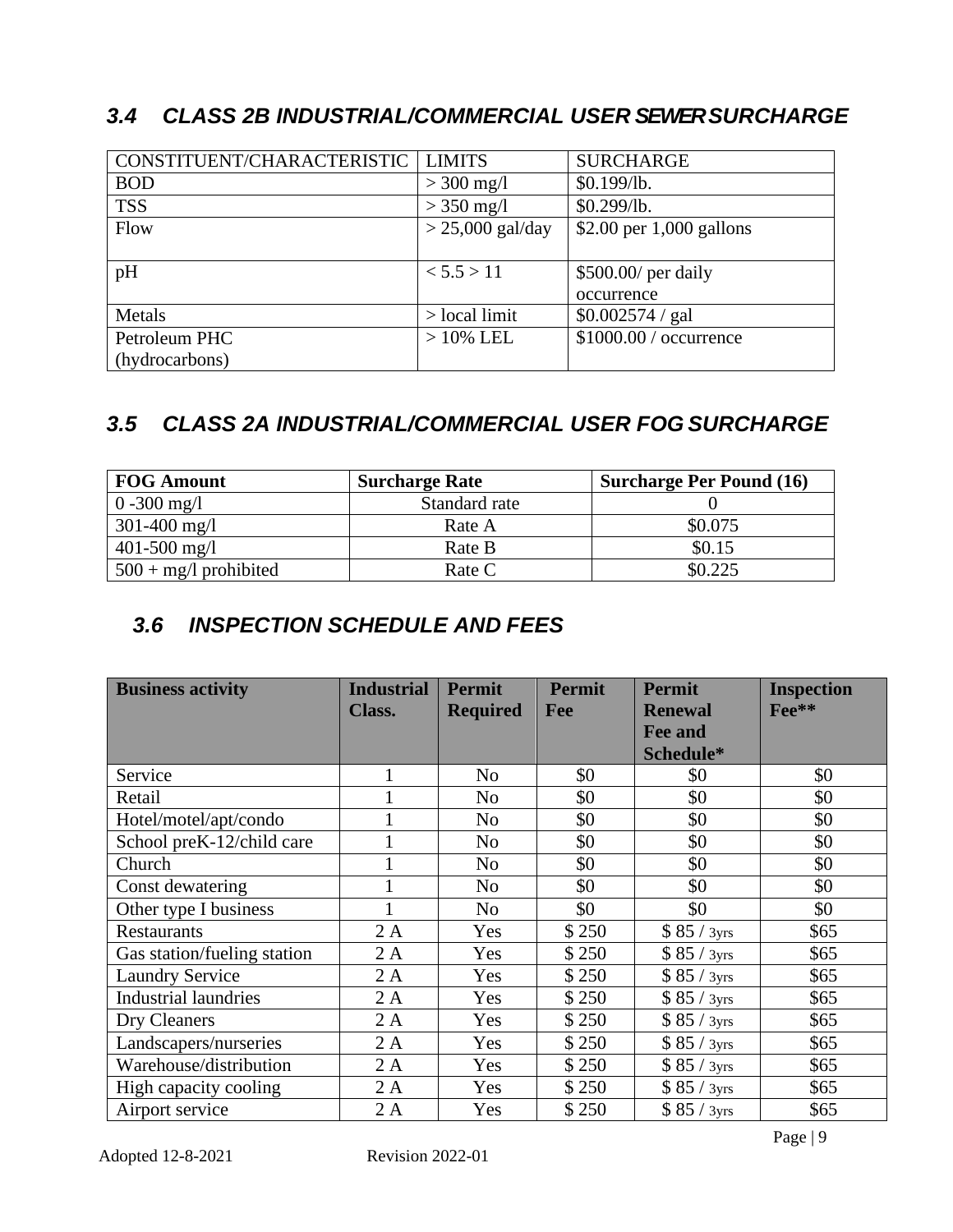## *3.4 CLASS 2B INDUSTRIAL/COMMERCIAL USER SEWER SURCHARGE*

| CONSTITUENT/CHARACTERISTIC | LIMITS | SURCHARGE |
|---|---|---|
| BOD | > 300 mg/l | $0.199/lb. |
| TSS | > 350 mg/l | $0.299/lb. |
| Flow | > 25,000 gal/day | $2.00 per 1,000 gallons |
| pH | < 5.5 > 11 | $500.00/ per daily occurrence |
| Metals | > local limit | $0.002574 / gal |
| Petroleum PHC (hydrocarbons) | > 10% LEL | $1000.00 / occurrence |

## *3.5 CLASS 2A INDUSTRIAL/COMMERCIAL USER FOG SURCHARGE*

| **FOG Amount** | **Surcharge Rate** | **Surcharge Per Pound (16)** |
|---|---|---|
| 0 -300 mg/l | Standard rate | 0 |
| 301-400 mg/l | Rate A | $0.075 |
| 401-500 mg/l | Rate B | $0.15 |
| 500 + mg/l prohibited | Rate C | $0.225 |

## *3.6 INSPECTION SCHEDULE AND FEES*

| **Business activity** | **Industrial Class.** | **Permit Required** | **Permit Fee** | **Permit Renewal Fee and Schedule*** | **Inspection Fee**** |
|---|---|---|---|---|---|
| Service | 1 | No | $0 | $0 | $0 |
| Retail | 1 | No | $0 | $0 | $0 |
| Hotel/motel/apt/condo | 1 | No | $0 | $0 | $0 |
| School preK-12/child care | 1 | No | $0 | $0 | $0 |
| Church | 1 | No | $0 | $0 | $0 |
| Const dewatering | 1 | No | $0 | $0 | $0 |
| Other type I business | 1 | No | $0 | $0 | $0 |
| Restaurants | 2 A | Yes | $ 250 | $ 85 / 3yrs | $65 |
| Gas station/fueling station | 2 A | Yes | $ 250 | $ 85 / 3yrs | $65 |
| Laundry Service | 2 A | Yes | $ 250 | $ 85 / 3yrs | $65 |
| Industrial laundries | 2 A | Yes | $ 250 | $ 85 / 3yrs | $65 |
| Dry Cleaners | 2 A | Yes | $ 250 | $ 85 / 3yrs | $65 |
| Landscapers/nurseries | 2 A | Yes | $ 250 | $ 85 / 3yrs | $65 |
| Warehouse/distribution | 2 A | Yes | $ 250 | $ 85 / 3yrs | $65 |
| High capacity cooling | 2 A | Yes | $ 250 | $ 85 / 3yrs | $65 |
| Airport service | 2 A | Yes | $ 250 | $ 85 / 3yrs | $65 |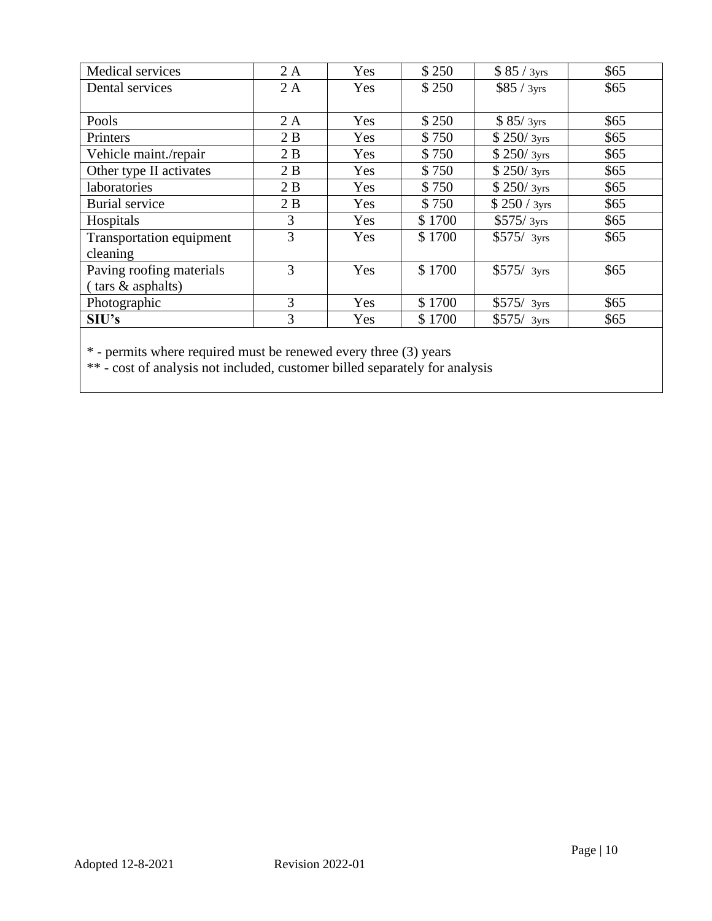| | | | | | |
|---|---|---|---|---|---|
| Medical services | 2 A | Yes | $ 250 | $ 85 / 3yrs | $65 |
| Dental services | 2 A | Yes | $ 250 | $85 / 3yrs | $65 |
| Pools | 2 A | Yes | $ 250 | $ 85/ 3yrs | $65 |
| Printers | 2 B | Yes | $ 750 | $ 250/ 3yrs | $65 |
| Vehicle maint./repair | 2 B | Yes | $ 750 | $ 250/ 3yrs | $65 |
| Other type II activates | 2 B | Yes | $ 750 | $ 250/ 3yrs | $65 |
| laboratories | 2 B | Yes | $ 750 | $ 250/ 3yrs | $65 |
| Burial service | 2 B | Yes | $ 750 | $ 250 / 3yrs | $65 |
| Hospitals | 3 | Yes | $ 1700 | $575/ 3yrs | $65 |
| Transportation equipment cleaning | 3 | Yes | $ 1700 | $575/ 3yrs | $65 |
| Paving roofing materials ( tars & asphalts) | 3 | Yes | $ 1700 | $575/ 3yrs | $65 |
| Photographic | 3 | Yes | $ 1700 | $575/ 3yrs | $65 |
| **SIU's** | 3 | Yes | $ 1700 | $575/ 3yrs | $65 |

* - permits where required must be renewed every three (3) years
** - cost of analysis not included, customer billed separately for analysis

Adopted 12-8-2021 Revision 2022-01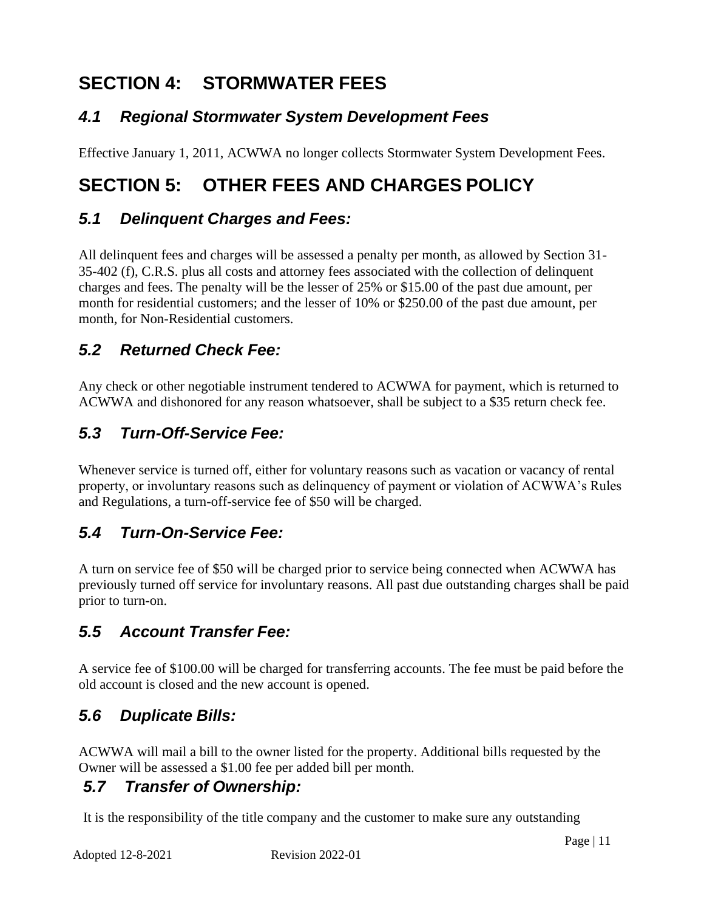# SECTION 4: STORMWATER FEES

## *4.1 Regional Stormwater System Development Fees*

Effective January 1, 2011, ACWWA no longer collects Stormwater System Development Fees.

# SECTION 5: OTHER FEES AND CHARGES POLICY

## *5.1 Delinquent Charges and Fees:*

All delinquent fees and charges will be assessed a penalty per month, as allowed by Section 31-35-402 (f), C.R.S. plus all costs and attorney fees associated with the collection of delinquent charges and fees. The penalty will be the lesser of 25% or $15.00 of the past due amount, per month for residential customers; and the lesser of 10% or $250.00 of the past due amount, per month, for Non-Residential customers.

## *5.2 Returned Check Fee:*

Any check or other negotiable instrument tendered to ACWWA for payment, which is returned to ACWWA and dishonored for any reason whatsoever, shall be subject to a $35 return check fee.

## *5.3 Turn-Off-Service Fee:*

Whenever service is turned off, either for voluntary reasons such as vacation or vacancy of rental property, or involuntary reasons such as delinquency of payment or violation of ACWWA's Rules and Regulations, a turn-off-service fee of $50 will be charged.

## *5.4 Turn-On-Service Fee:*

A turn on service fee of $50 will be charged prior to service being connected when ACWWA has previously turned off service for involuntary reasons. All past due outstanding charges shall be paid prior to turn-on.

## *5.5 Account Transfer Fee:*

A service fee of $100.00 will be charged for transferring accounts. The fee must be paid before the old account is closed and the new account is opened.

## *5.6 Duplicate Bills:*

ACWWA will mail a bill to the owner listed for the property. Additional bills requested by the Owner will be assessed a $1.00 fee per added bill per month.

## *5.7 Transfer of Ownership:*

It is the responsibility of the title company and the customer to make sure any outstanding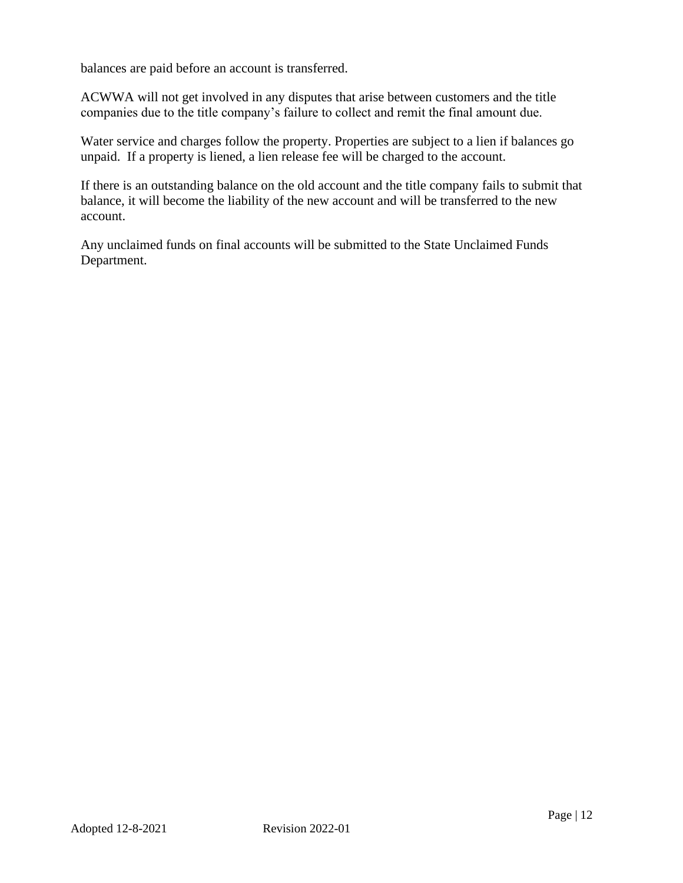balances are paid before an account is transferred.

ACWWA will not get involved in any disputes that arise between customers and the title companies due to the title company's failure to collect and remit the final amount due.

Water service and charges follow the property. Properties are subject to a lien if balances go unpaid. If a property is liened, a lien release fee will be charged to the account.

If there is an outstanding balance on the old account and the title company fails to submit that balance, it will become the liability of the new account and will be transferred to the new account.

Any unclaimed funds on final accounts will be submitted to the State Unclaimed Funds Department.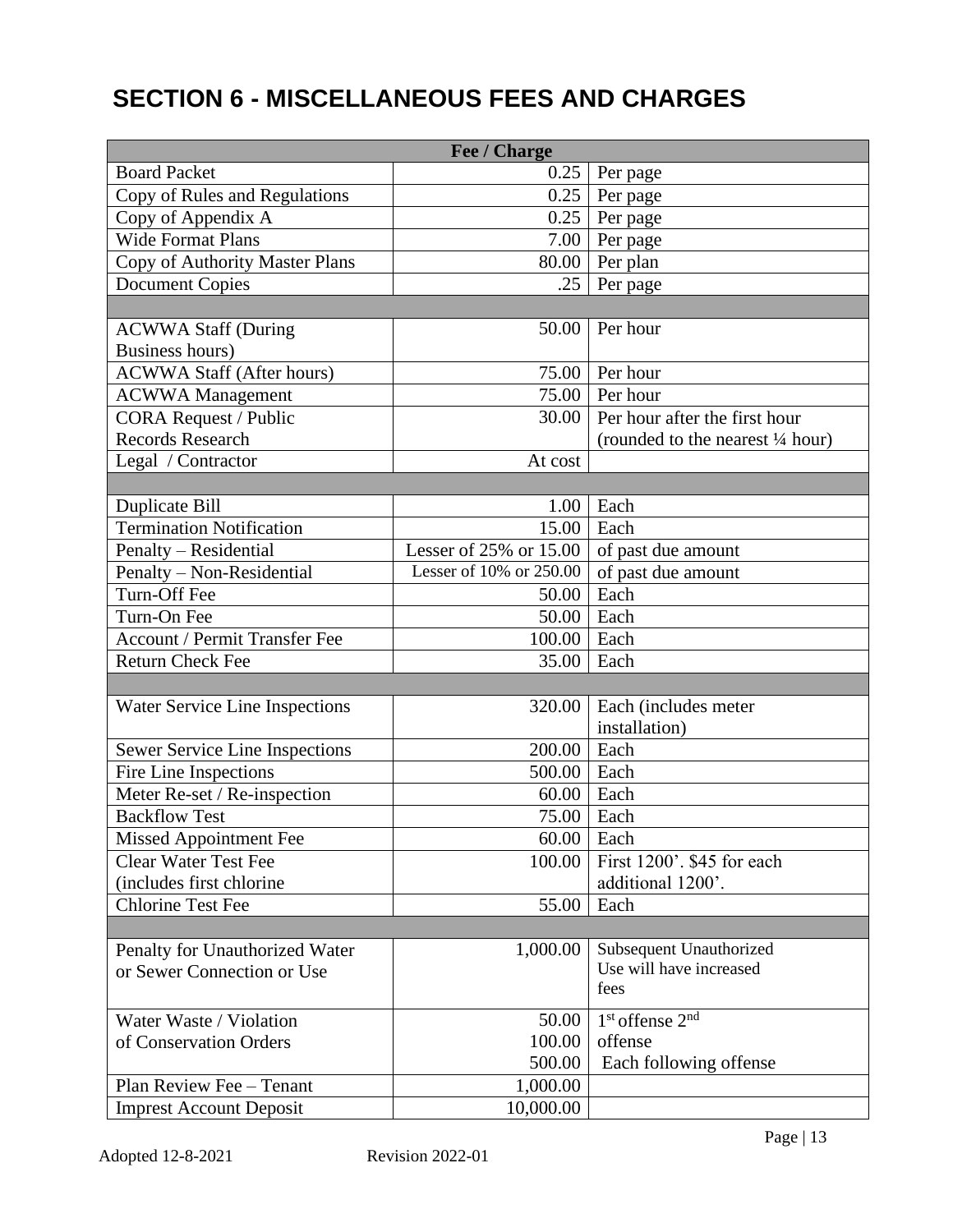# SECTION 6 - MISCELLANEOUS FEES AND CHARGES

| Fee / Charge | | |
|---|---|---|
| Board Packet | 0.25 | Per page |
| Copy of Rules and Regulations | 0.25 | Per page |
| Copy of Appendix A | 0.25 | Per page |
| Wide Format Plans | 7.00 | Per page |
| Copy of Authority Master Plans | 80.00 | Per plan |
| Document Copies | .25 | Per page |
| | | |
| ACWWA Staff (During Business hours) | 50.00 | Per hour |
| ACWWA Staff (After hours) | 75.00 | Per hour |
| ACWWA Management | 75.00 | Per hour |
| CORA Request / Public Records Research | 30.00 | Per hour after the first hour (rounded to the nearest ¼ hour) |
| Legal / Contractor | At cost | |
| | | |
| Duplicate Bill | 1.00 | Each |
| Termination Notification | 15.00 | Each |
| Penalty – Residential | Lesser of 25% or 15.00 | of past due amount |
| Penalty – Non-Residential | Lesser of 10% or 250.00 | of past due amount |
| Turn-Off Fee | 50.00 | Each |
| Turn-On Fee | 50.00 | Each |
| Account / Permit Transfer Fee | 100.00 | Each |
| Return Check Fee | 35.00 | Each |
| | | |
| Water Service Line Inspections | 320.00 | Each (includes meter installation) |
| Sewer Service Line Inspections | 200.00 | Each |
| Fire Line Inspections | 500.00 | Each |
| Meter Re-set / Re-inspection | 60.00 | Each |
| Backflow Test | 75.00 | Each |
| Missed Appointment Fee | 60.00 | Each |
| Clear Water Test Fee (includes first chlorine | 100.00 | First 1200'. $45 for each additional 1200'. |
| Chlorine Test Fee | 55.00 | Each |
| | | |
| Penalty for Unauthorized Water or Sewer Connection or Use | 1,000.00 | Subsequent Unauthorized Use will have increased fees |
| Water Waste / Violation of Conservation Orders | 50.00<br>100.00<br>500.00 | 1st offense 2nd offense<br>Each following offense |
| Plan Review Fee – Tenant | 1,000.00 | |
| Imprest Account Deposit | 10,000.00 | |

Adopted 12-8-2021 Revision 2022-01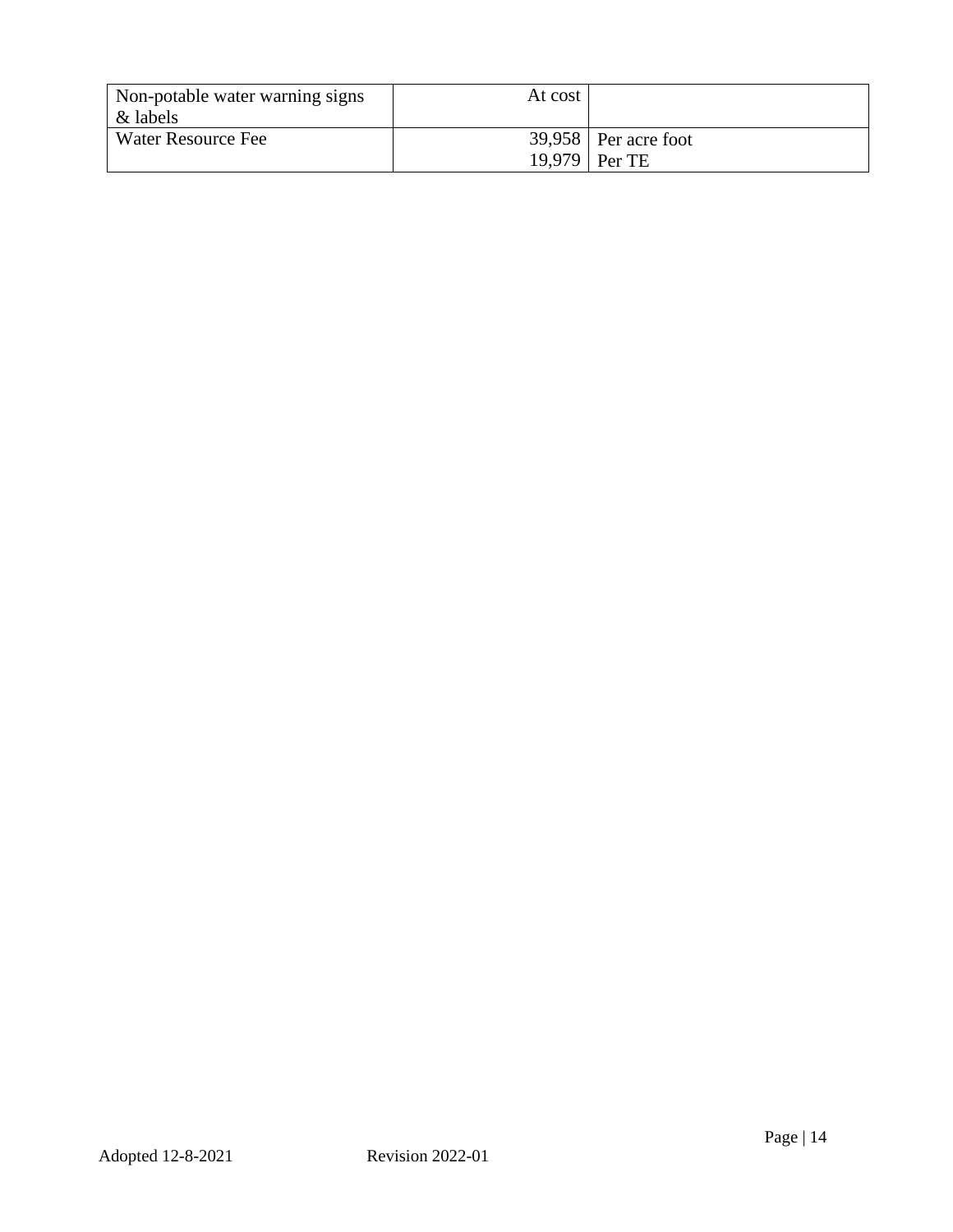| | | |
|---|---|---|
| Non-potable water warning signs & labels | At cost | |
| Water Resource Fee | 39,958<br>19,979 | Per acre foot<br>Per TE |

Adopted 12-8-2021 Revision 2022-01